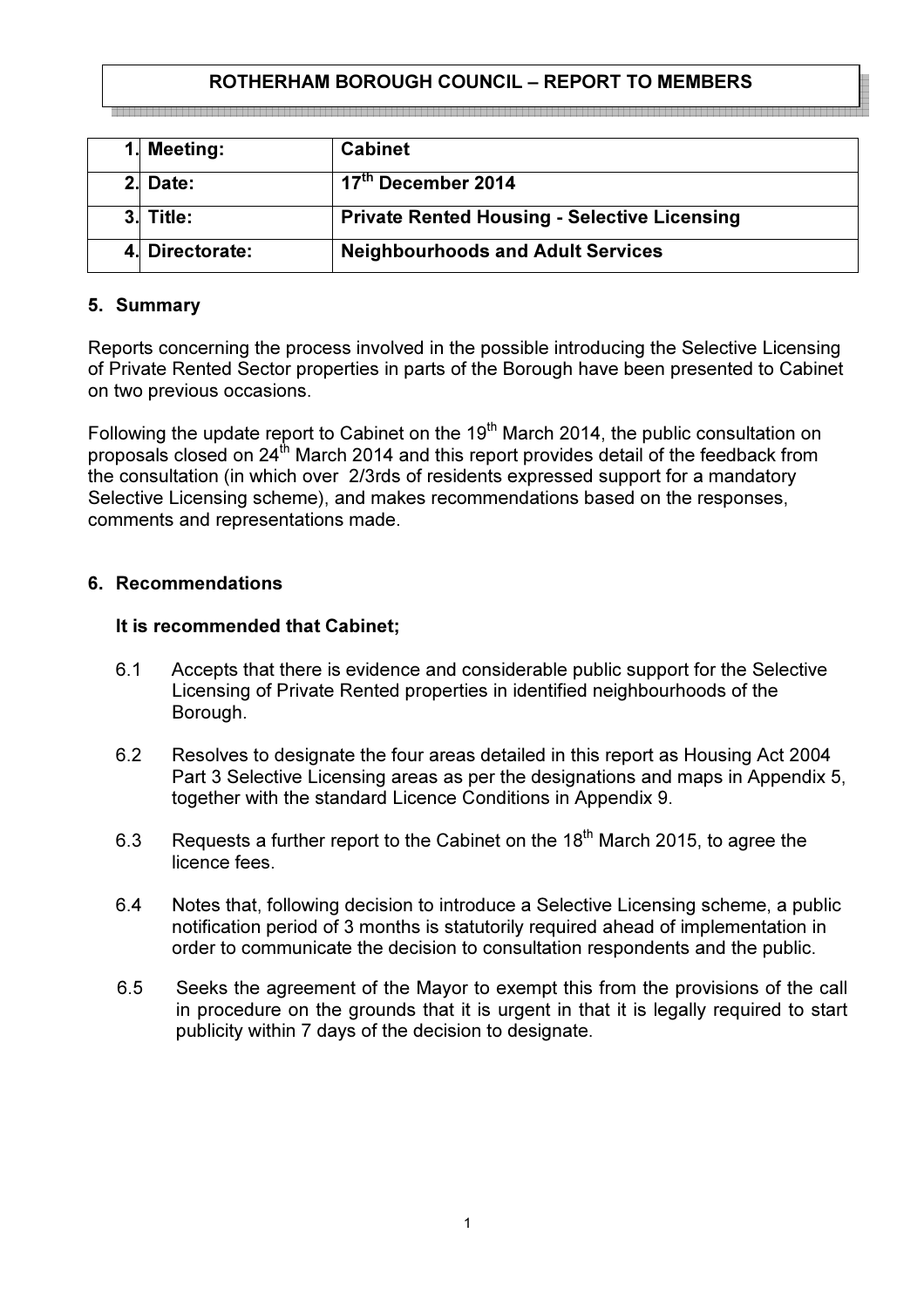**ROTHERHAM BOROUGH COUNCIL – REPORT TO MEMBERS**

| | | |
|---|---|---|
| 1. | **Meeting:** | **Cabinet** |
| 2. | **Date:** | **17th December 2014** |
| 3. | **Title:** | **Private Rented Housing - Selective Licensing** |
| 4. | **Directorate:** | **Neighbourhoods and Adult Services** |

## 5. Summary

Reports concerning the process involved in the possible introducing the Selective Licensing of Private Rented Sector properties in parts of the Borough have been presented to Cabinet on two previous occasions.

Following the update report to Cabinet on the 19th March 2014, the public consultation on proposals closed on 24th March 2014 and this report provides detail of the feedback from the consultation (in which over 2/3rds of residents expressed support for a mandatory Selective Licensing scheme), and makes recommendations based on the responses, comments and representations made.

## 6. Recommendations

**It is recommended that Cabinet;**

6.1 Accepts that there is evidence and considerable public support for the Selective Licensing of Private Rented properties in identified neighbourhoods of the Borough.

6.2 Resolves to designate the four areas detailed in this report as Housing Act 2004 Part 3 Selective Licensing areas as per the designations and maps in Appendix 5, together with the standard Licence Conditions in Appendix 9.

6.3 Requests a further report to the Cabinet on the 18th March 2015, to agree the licence fees.

6.4 Notes that, following decision to introduce a Selective Licensing scheme, a public notification period of 3 months is statutorily required ahead of implementation in order to communicate the decision to consultation respondents and the public.

6.5 Seeks the agreement of the Mayor to exempt this from the provisions of the call in procedure on the grounds that it is urgent in that it is legally required to start publicity within 7 days of the decision to designate.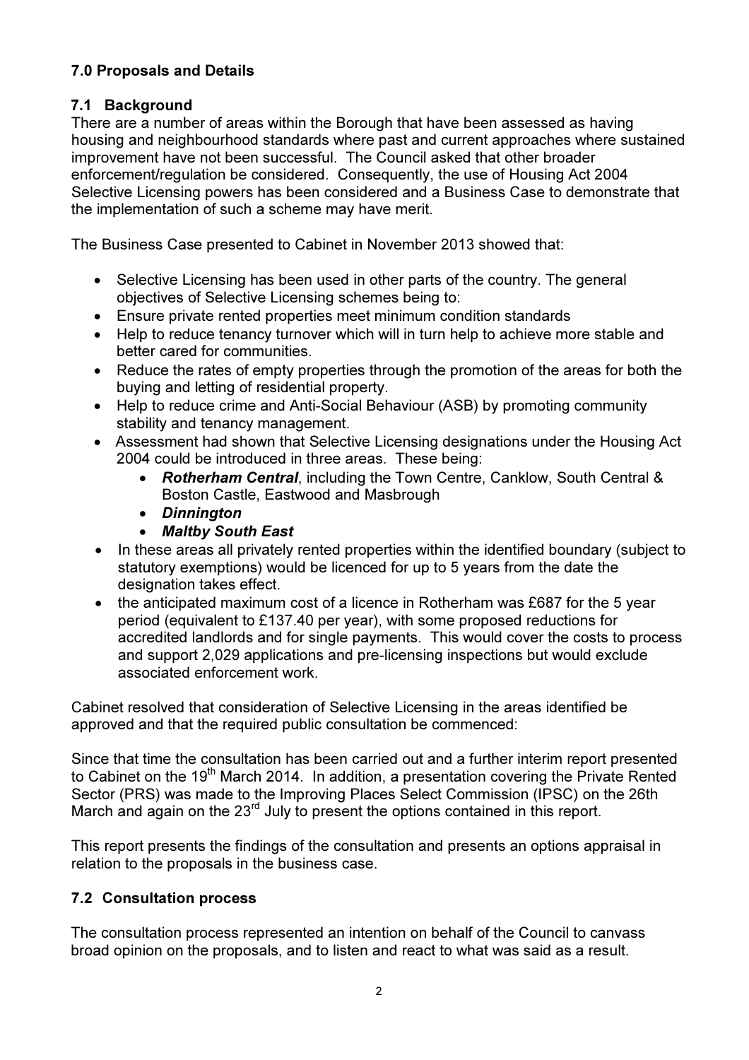## 7.0 Proposals and Details

### 7.1 Background

There are a number of areas within the Borough that have been assessed as having housing and neighbourhood standards where past and current approaches where sustained improvement have not been successful. The Council asked that other broader enforcement/regulation be considered. Consequently, the use of Housing Act 2004 Selective Licensing powers has been considered and a Business Case to demonstrate that the implementation of such a scheme may have merit.

The Business Case presented to Cabinet in November 2013 showed that:

- Selective Licensing has been used in other parts of the country. The general objectives of Selective Licensing schemes being to:
- Ensure private rented properties meet minimum condition standards
- Help to reduce tenancy turnover which will in turn help to achieve more stable and better cared for communities.
- Reduce the rates of empty properties through the promotion of the areas for both the buying and letting of residential property.
- Help to reduce crime and Anti-Social Behaviour (ASB) by promoting community stability and tenancy management.
- Assessment had shown that Selective Licensing designations under the Housing Act 2004 could be introduced in three areas. These being:
  - ***Rotherham Central***, including the Town Centre, Canklow, South Central & Boston Castle, Eastwood and Masbrough
  - ***Dinnington***
  - ***Maltby South East***
- In these areas all privately rented properties within the identified boundary (subject to statutory exemptions) would be licenced for up to 5 years from the date the designation takes effect.
- the anticipated maximum cost of a licence in Rotherham was £687 for the 5 year period (equivalent to £137.40 per year), with some proposed reductions for accredited landlords and for single payments. This would cover the costs to process and support 2,029 applications and pre-licensing inspections but would exclude associated enforcement work.

Cabinet resolved that consideration of Selective Licensing in the areas identified be approved and that the required public consultation be commenced:

Since that time the consultation has been carried out and a further interim report presented to Cabinet on the 19th March 2014. In addition, a presentation covering the Private Rented Sector (PRS) was made to the Improving Places Select Commission (IPSC) on the 26th March and again on the 23rd July to present the options contained in this report.

This report presents the findings of the consultation and presents an options appraisal in relation to the proposals in the business case.

### 7.2 Consultation process

The consultation process represented an intention on behalf of the Council to canvass broad opinion on the proposals, and to listen and react to what was said as a result.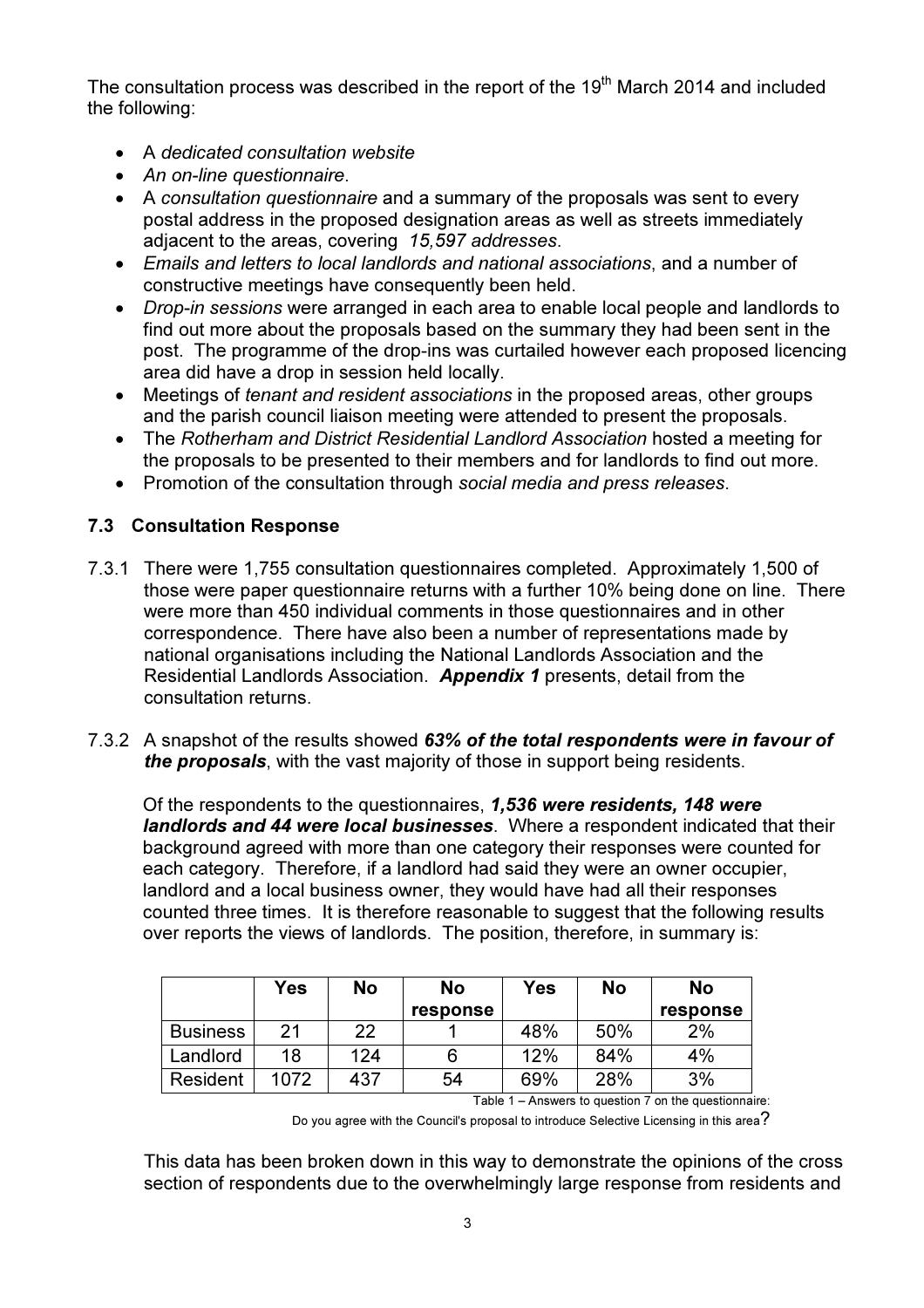The consultation process was described in the report of the 19th March 2014 and included the following:

- A *dedicated consultation website*
- *An on-line questionnaire*.
- A *consultation questionnaire* and a summary of the proposals was sent to every postal address in the proposed designation areas as well as streets immediately adjacent to the areas, covering *15,597 addresses*.
- *Emails and letters to local landlords and national associations*, and a number of constructive meetings have consequently been held.
- *Drop-in sessions* were arranged in each area to enable local people and landlords to find out more about the proposals based on the summary they had been sent in the post. The programme of the drop-ins was curtailed however each proposed licencing area did have a drop in session held locally.
- Meetings of *tenant and resident associations* in the proposed areas, other groups and the parish council liaison meeting were attended to present the proposals.
- The *Rotherham and District Residential Landlord Association* hosted a meeting for the proposals to be presented to their members and for landlords to find out more.
- Promotion of the consultation through *social media and press releases*.

### 7.3 Consultation Response

7.3.1 There were 1,755 consultation questionnaires completed. Approximately 1,500 of those were paper questionnaire returns with a further 10% being done on line. There were more than 450 individual comments in those questionnaires and in other correspondence. There have also been a number of representations made by national organisations including the National Landlords Association and the Residential Landlords Association. ***Appendix 1*** presents, detail from the consultation returns.

7.3.2 A snapshot of the results showed ***63% of the total respondents were in favour of the proposals***, with the vast majority of those in support being residents.

Of the respondents to the questionnaires, ***1,536 were residents, 148 were landlords and 44 were local businesses***. Where a respondent indicated that their background agreed with more than one category their responses were counted for each category. Therefore, if a landlord had said they were an owner occupier, landlord and a local business owner, they would have had all their responses counted three times. It is therefore reasonable to suggest that the following results over reports the views of landlords. The position, therefore, in summary is:

| | Yes | No | No response | Yes | No | No response |
|---|---|---|---|---|---|---|
| Business | 21 | 22 | 1 | 48% | 50% | 2% |
| Landlord | 18 | 124 | 6 | 12% | 84% | 4% |
| Resident | 1072 | 437 | 54 | 69% | 28% | 3% |

Table 1 – Answers to question 7 on the questionnaire: Do you agree with the Council's proposal to introduce Selective Licensing in this area?

This data has been broken down in this way to demonstrate the opinions of the cross section of respondents due to the overwhelmingly large response from residents and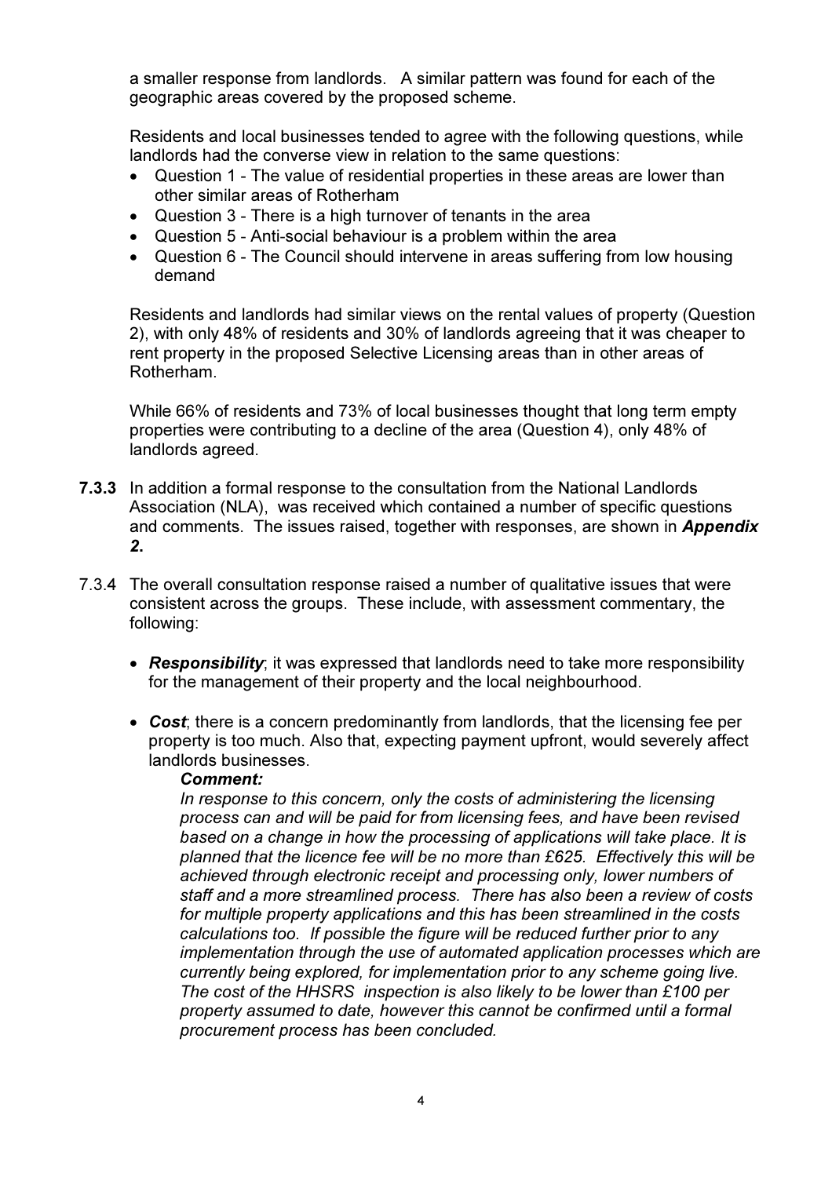a smaller response from landlords. A similar pattern was found for each of the geographic areas covered by the proposed scheme.

Residents and local businesses tended to agree with the following questions, while landlords had the converse view in relation to the same questions:

- Question 1 - The value of residential properties in these areas are lower than other similar areas of Rotherham
- Question 3 - There is a high turnover of tenants in the area
- Question 5 - Anti-social behaviour is a problem within the area
- Question 6 - The Council should intervene in areas suffering from low housing demand

Residents and landlords had similar views on the rental values of property (Question 2), with only 48% of residents and 30% of landlords agreeing that it was cheaper to rent property in the proposed Selective Licensing areas than in other areas of Rotherham.

While 66% of residents and 73% of local businesses thought that long term empty properties were contributing to a decline of the area (Question 4), only 48% of landlords agreed.

**7.3.3** In addition a formal response to the consultation from the National Landlords Association (NLA), was received which contained a number of specific questions and comments. The issues raised, together with responses, are shown in ***Appendix 2.***

7.3.4 The overall consultation response raised a number of qualitative issues that were consistent across the groups. These include, with assessment commentary, the following:

- ***Responsibility***; it was expressed that landlords need to take more responsibility for the management of their property and the local neighbourhood.

- ***Cost***; there is a concern predominantly from landlords, that the licensing fee per property is too much. Also that, expecting payment upfront, would severely affect landlords businesses.

  ***Comment:***

  *In response to this concern, only the costs of administering the licensing process can and will be paid for from licensing fees, and have been revised based on a change in how the processing of applications will take place. It is planned that the licence fee will be no more than £625. Effectively this will be achieved through electronic receipt and processing only, lower numbers of staff and a more streamlined process. There has also been a review of costs for multiple property applications and this has been streamlined in the costs calculations too. If possible the figure will be reduced further prior to any implementation through the use of automated application processes which are currently being explored, for implementation prior to any scheme going live. The cost of the HHSRS inspection is also likely to be lower than £100 per property assumed to date, however this cannot be confirmed until a formal procurement process has been concluded.*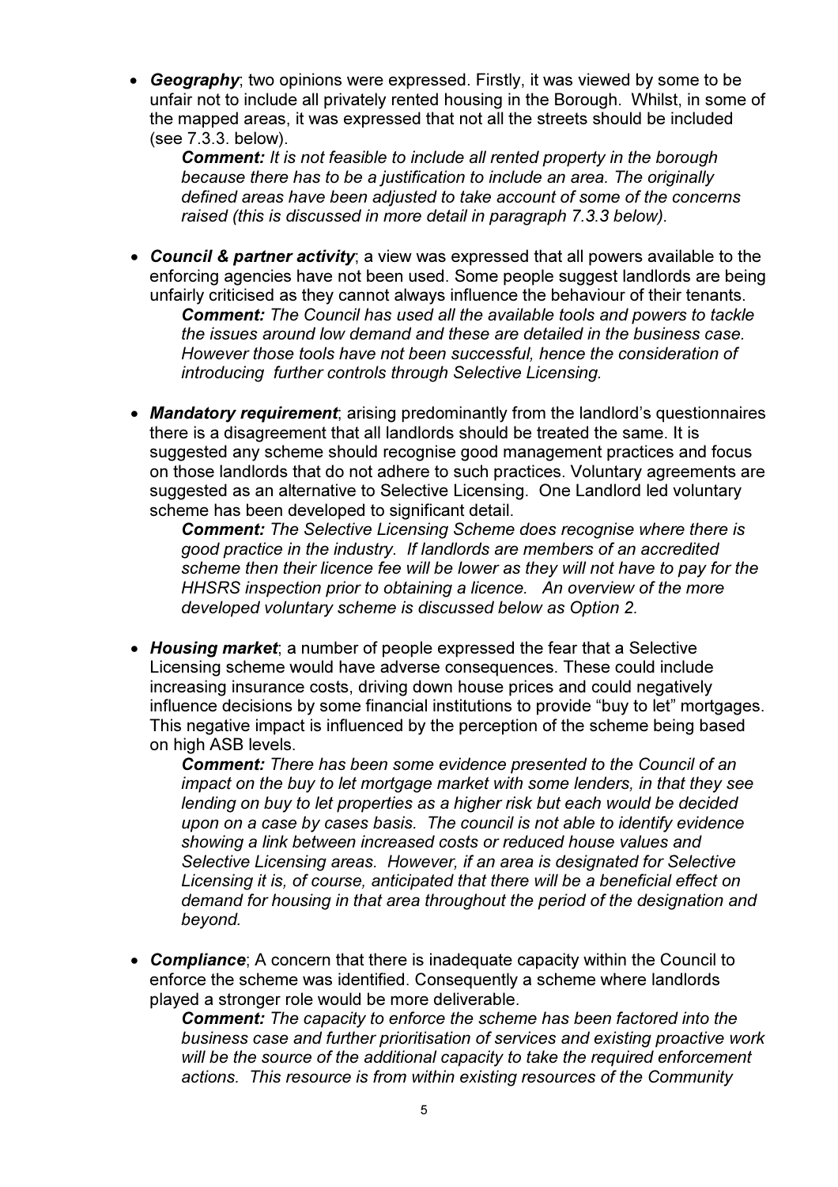- ***Geography***; two opinions were expressed. Firstly, it was viewed by some to be unfair not to include all privately rented housing in the Borough. Whilst, in some of the mapped areas, it was expressed that not all the streets should be included (see 7.3.3. below).

  ***Comment:*** *It is not feasible to include all rented property in the borough because there has to be a justification to include an area. The originally defined areas have been adjusted to take account of some of the concerns raised (this is discussed in more detail in paragraph 7.3.3 below).*

- ***Council & partner activity***; a view was expressed that all powers available to the enforcing agencies have not been used. Some people suggest landlords are being unfairly criticised as they cannot always influence the behaviour of their tenants.

  ***Comment:*** *The Council has used all the available tools and powers to tackle the issues around low demand and these are detailed in the business case. However those tools have not been successful, hence the consideration of introducing further controls through Selective Licensing.*

- ***Mandatory requirement***; arising predominantly from the landlord's questionnaires there is a disagreement that all landlords should be treated the same. It is suggested any scheme should recognise good management practices and focus on those landlords that do not adhere to such practices. Voluntary agreements are suggested as an alternative to Selective Licensing. One Landlord led voluntary scheme has been developed to significant detail.

  ***Comment:*** *The Selective Licensing Scheme does recognise where there is good practice in the industry. If landlords are members of an accredited scheme then their licence fee will be lower as they will not have to pay for the HHSRS inspection prior to obtaining a licence. An overview of the more developed voluntary scheme is discussed below as Option 2.*

- ***Housing market***; a number of people expressed the fear that a Selective Licensing scheme would have adverse consequences. These could include increasing insurance costs, driving down house prices and could negatively influence decisions by some financial institutions to provide "buy to let" mortgages. This negative impact is influenced by the perception of the scheme being based on high ASB levels.

  ***Comment:*** *There has been some evidence presented to the Council of an impact on the buy to let mortgage market with some lenders, in that they see lending on buy to let properties as a higher risk but each would be decided upon on a case by cases basis. The council is not able to identify evidence showing a link between increased costs or reduced house values and Selective Licensing areas. However, if an area is designated for Selective Licensing it is, of course, anticipated that there will be a beneficial effect on demand for housing in that area throughout the period of the designation and beyond.*

- ***Compliance***; A concern that there is inadequate capacity within the Council to enforce the scheme was identified. Consequently a scheme where landlords played a stronger role would be more deliverable.

  ***Comment:*** *The capacity to enforce the scheme has been factored into the business case and further prioritisation of services and existing proactive work will be the source of the additional capacity to take the required enforcement actions. This resource is from within existing resources of the Community*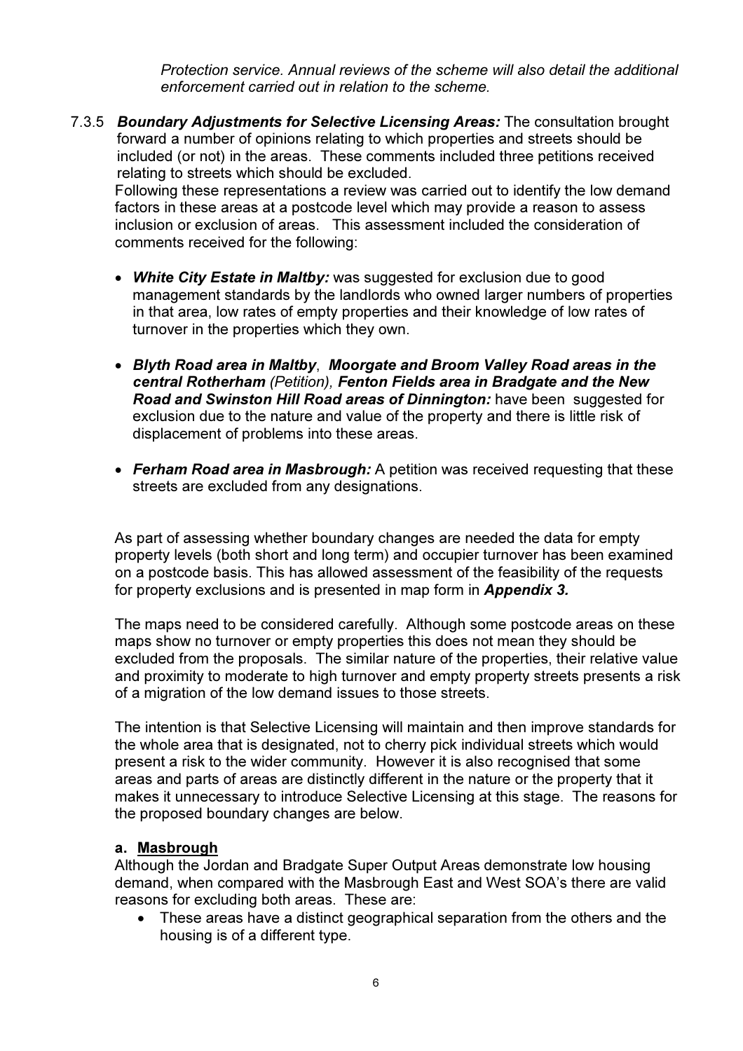*Protection service. Annual reviews of the scheme will also detail the additional enforcement carried out in relation to the scheme.*

7.3.5 ***Boundary Adjustments for Selective Licensing Areas:*** The consultation brought forward a number of opinions relating to which properties and streets should be included (or not) in the areas. These comments included three petitions received relating to streets which should be excluded.

Following these representations a review was carried out to identify the low demand factors in these areas at a postcode level which may provide a reason to assess inclusion or exclusion of areas. This assessment included the consideration of comments received for the following:

- ***White City Estate in Maltby:*** was suggested for exclusion due to good management standards by the landlords who owned larger numbers of properties in that area, low rates of empty properties and their knowledge of low rates of turnover in the properties which they own.

- ***Blyth Road area in Maltby***, ***Moorgate and Broom Valley Road areas in the central Rotherham*** *(Petition)*, ***Fenton Fields area in Bradgate and the New Road and Swinston Hill Road areas of Dinnington:*** have been suggested for exclusion due to the nature and value of the property and there is little risk of displacement of problems into these areas.

- ***Ferham Road area in Masbrough:*** A petition was received requesting that these streets are excluded from any designations.

As part of assessing whether boundary changes are needed the data for empty property levels (both short and long term) and occupier turnover has been examined on a postcode basis. This has allowed assessment of the feasibility of the requests for property exclusions and is presented in map form in ***Appendix 3.***

The maps need to be considered carefully. Although some postcode areas on these maps show no turnover or empty properties this does not mean they should be excluded from the proposals. The similar nature of the properties, their relative value and proximity to moderate to high turnover and empty property streets presents a risk of a migration of the low demand issues to those streets.

The intention is that Selective Licensing will maintain and then improve standards for the whole area that is designated, not to cherry pick individual streets which would present a risk to the wider community. However it is also recognised that some areas and parts of areas are distinctly different in the nature or the property that it makes it unnecessary to introduce Selective Licensing at this stage. The reasons for the proposed boundary changes are below.

**a. Masbrough**

Although the Jordan and Bradgate Super Output Areas demonstrate low housing demand, when compared with the Masbrough East and West SOA's there are valid reasons for excluding both areas. These are:

- These areas have a distinct geographical separation from the others and the housing is of a different type.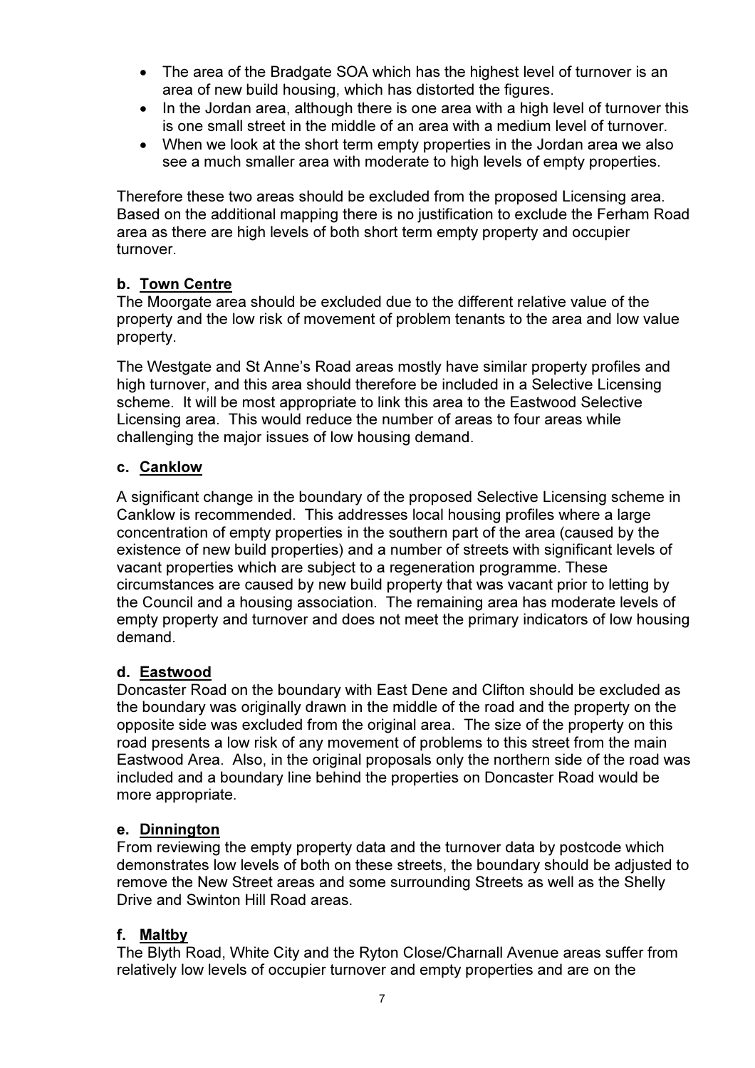- The area of the Bradgate SOA which has the highest level of turnover is an area of new build housing, which has distorted the figures.
- In the Jordan area, although there is one area with a high level of turnover this is one small street in the middle of an area with a medium level of turnover.
- When we look at the short term empty properties in the Jordan area we also see a much smaller area with moderate to high levels of empty properties.

Therefore these two areas should be excluded from the proposed Licensing area. Based on the additional mapping there is no justification to exclude the Ferham Road area as there are high levels of both short term empty property and occupier turnover.

### b. Town Centre

The Moorgate area should be excluded due to the different relative value of the property and the low risk of movement of problem tenants to the area and low value property.

The Westgate and St Anne's Road areas mostly have similar property profiles and high turnover, and this area should therefore be included in a Selective Licensing scheme. It will be most appropriate to link this area to the Eastwood Selective Licensing area. This would reduce the number of areas to four areas while challenging the major issues of low housing demand.

### c. Canklow

A significant change in the boundary of the proposed Selective Licensing scheme in Canklow is recommended. This addresses local housing profiles where a large concentration of empty properties in the southern part of the area (caused by the existence of new build properties) and a number of streets with significant levels of vacant properties which are subject to a regeneration programme. These circumstances are caused by new build property that was vacant prior to letting by the Council and a housing association. The remaining area has moderate levels of empty property and turnover and does not meet the primary indicators of low housing demand.

### d. Eastwood

Doncaster Road on the boundary with East Dene and Clifton should be excluded as the boundary was originally drawn in the middle of the road and the property on the opposite side was excluded from the original area. The size of the property on this road presents a low risk of any movement of problems to this street from the main Eastwood Area. Also, in the original proposals only the northern side of the road was included and a boundary line behind the properties on Doncaster Road would be more appropriate.

### e. Dinnington

From reviewing the empty property data and the turnover data by postcode which demonstrates low levels of both on these streets, the boundary should be adjusted to remove the New Street areas and some surrounding Streets as well as the Shelly Drive and Swinton Hill Road areas.

### f. Maltby

The Blyth Road, White City and the Ryton Close/Charnall Avenue areas suffer from relatively low levels of occupier turnover and empty properties and are on the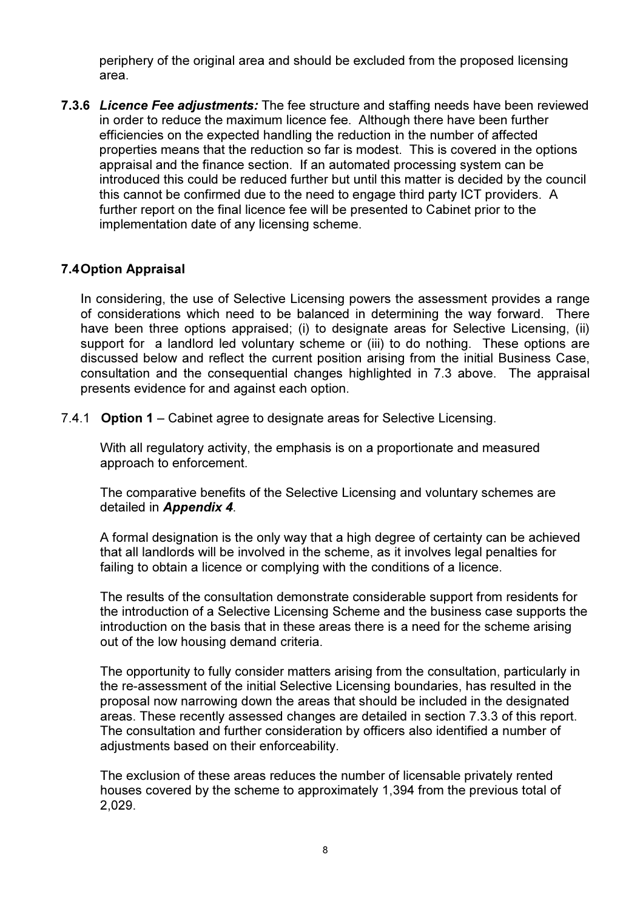periphery of the original area and should be excluded from the proposed licensing area.

**7.3.6** ***Licence Fee adjustments:*** The fee structure and staffing needs have been reviewed in order to reduce the maximum licence fee. Although there have been further efficiencies on the expected handling the reduction in the number of affected properties means that the reduction so far is modest. This is covered in the options appraisal and the finance section. If an automated processing system can be introduced this could be reduced further but until this matter is decided by the council this cannot be confirmed due to the need to engage third party ICT providers. A further report on the final licence fee will be presented to Cabinet prior to the implementation date of any licensing scheme.

### 7.4 Option Appraisal

In considering, the use of Selective Licensing powers the assessment provides a range of considerations which need to be balanced in determining the way forward. There have been three options appraised; (i) to designate areas for Selective Licensing, (ii) support for a landlord led voluntary scheme or (iii) to do nothing. These options are discussed below and reflect the current position arising from the initial Business Case, consultation and the consequential changes highlighted in 7.3 above. The appraisal presents evidence for and against each option.

7.4.1 **Option 1** – Cabinet agree to designate areas for Selective Licensing.

With all regulatory activity, the emphasis is on a proportionate and measured approach to enforcement.

The comparative benefits of the Selective Licensing and voluntary schemes are detailed in ***Appendix 4***.

A formal designation is the only way that a high degree of certainty can be achieved that all landlords will be involved in the scheme, as it involves legal penalties for failing to obtain a licence or complying with the conditions of a licence.

The results of the consultation demonstrate considerable support from residents for the introduction of a Selective Licensing Scheme and the business case supports the introduction on the basis that in these areas there is a need for the scheme arising out of the low housing demand criteria.

The opportunity to fully consider matters arising from the consultation, particularly in the re-assessment of the initial Selective Licensing boundaries, has resulted in the proposal now narrowing down the areas that should be included in the designated areas. These recently assessed changes are detailed in section 7.3.3 of this report. The consultation and further consideration by officers also identified a number of adjustments based on their enforceability.

The exclusion of these areas reduces the number of licensable privately rented houses covered by the scheme to approximately 1,394 from the previous total of 2,029.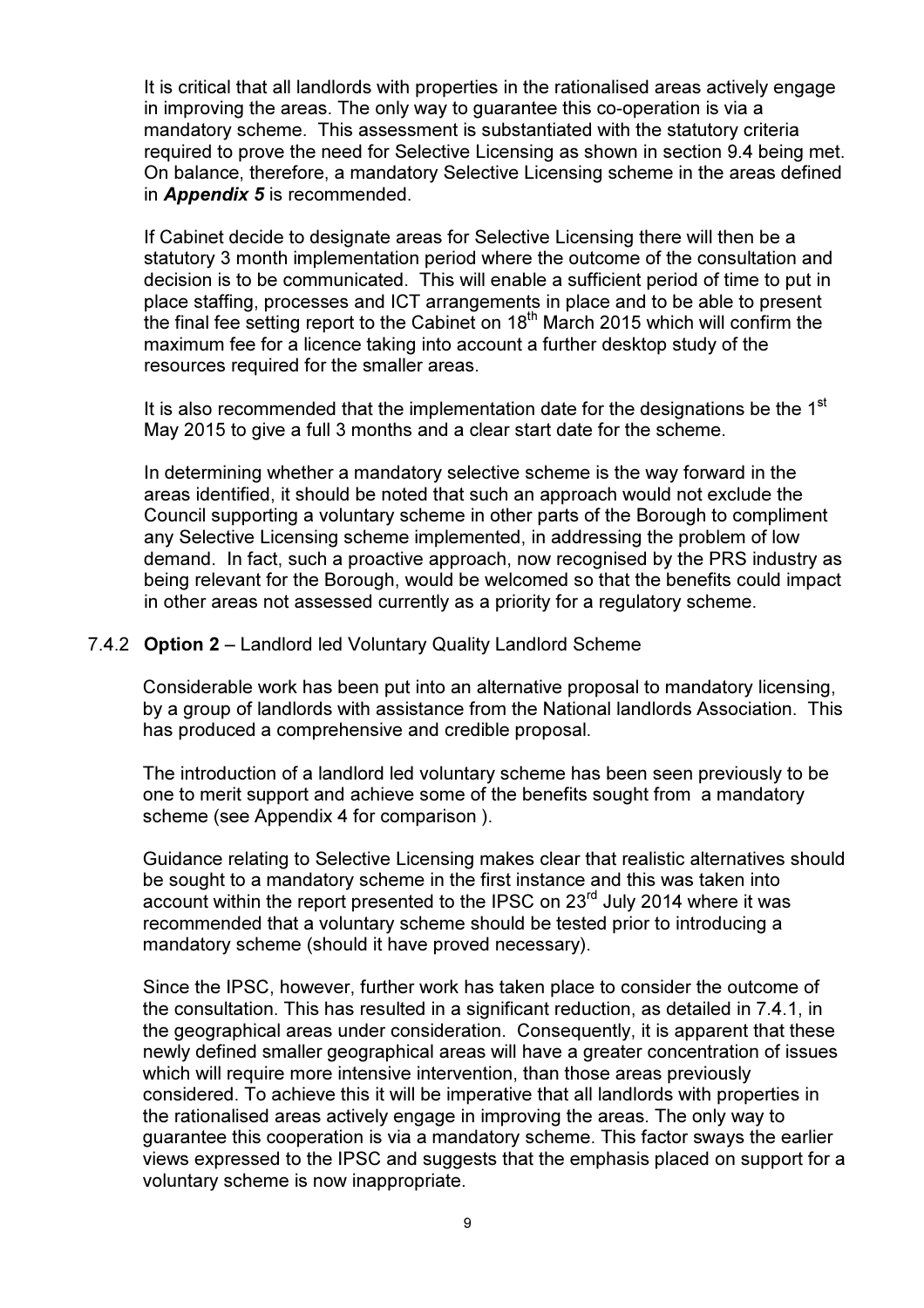It is critical that all landlords with properties in the rationalised areas actively engage in improving the areas. The only way to guarantee this co-operation is via a mandatory scheme. This assessment is substantiated with the statutory criteria required to prove the need for Selective Licensing as shown in section 9.4 being met. On balance, therefore, a mandatory Selective Licensing scheme in the areas defined in ***Appendix 5*** is recommended.

If Cabinet decide to designate areas for Selective Licensing there will then be a statutory 3 month implementation period where the outcome of the consultation and decision is to be communicated. This will enable a sufficient period of time to put in place staffing, processes and ICT arrangements in place and to be able to present the final fee setting report to the Cabinet on 18th March 2015 which will confirm the maximum fee for a licence taking into account a further desktop study of the resources required for the smaller areas.

It is also recommended that the implementation date for the designations be the 1st May 2015 to give a full 3 months and a clear start date for the scheme.

In determining whether a mandatory selective scheme is the way forward in the areas identified, it should be noted that such an approach would not exclude the Council supporting a voluntary scheme in other parts of the Borough to compliment any Selective Licensing scheme implemented, in addressing the problem of low demand. In fact, such a proactive approach, now recognised by the PRS industry as being relevant for the Borough, would be welcomed so that the benefits could impact in other areas not assessed currently as a priority for a regulatory scheme.

7.4.2 **Option 2** – Landlord led Voluntary Quality Landlord Scheme

Considerable work has been put into an alternative proposal to mandatory licensing, by a group of landlords with assistance from the National landlords Association. This has produced a comprehensive and credible proposal.

The introduction of a landlord led voluntary scheme has been seen previously to be one to merit support and achieve some of the benefits sought from a mandatory scheme (see Appendix 4 for comparison ).

Guidance relating to Selective Licensing makes clear that realistic alternatives should be sought to a mandatory scheme in the first instance and this was taken into account within the report presented to the IPSC on 23rd July 2014 where it was recommended that a voluntary scheme should be tested prior to introducing a mandatory scheme (should it have proved necessary).

Since the IPSC, however, further work has taken place to consider the outcome of the consultation. This has resulted in a significant reduction, as detailed in 7.4.1, in the geographical areas under consideration. Consequently, it is apparent that these newly defined smaller geographical areas will have a greater concentration of issues which will require more intensive intervention, than those areas previously considered. To achieve this it will be imperative that all landlords with properties in the rationalised areas actively engage in improving the areas. The only way to guarantee this cooperation is via a mandatory scheme. This factor sways the earlier views expressed to the IPSC and suggests that the emphasis placed on support for a voluntary scheme is now inappropriate.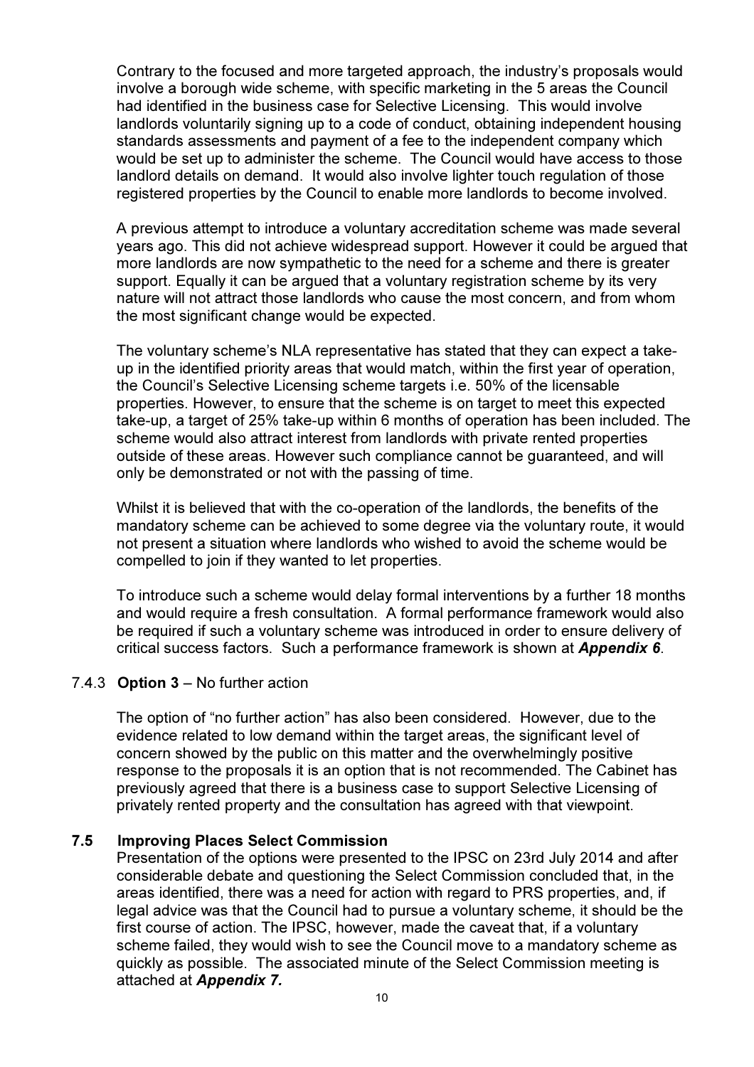Contrary to the focused and more targeted approach, the industry's proposals would involve a borough wide scheme, with specific marketing in the 5 areas the Council had identified in the business case for Selective Licensing. This would involve landlords voluntarily signing up to a code of conduct, obtaining independent housing standards assessments and payment of a fee to the independent company which would be set up to administer the scheme. The Council would have access to those landlord details on demand. It would also involve lighter touch regulation of those registered properties by the Council to enable more landlords to become involved.

A previous attempt to introduce a voluntary accreditation scheme was made several years ago. This did not achieve widespread support. However it could be argued that more landlords are now sympathetic to the need for a scheme and there is greater support. Equally it can be argued that a voluntary registration scheme by its very nature will not attract those landlords who cause the most concern, and from whom the most significant change would be expected.

The voluntary scheme's NLA representative has stated that they can expect a take-up in the identified priority areas that would match, within the first year of operation, the Council's Selective Licensing scheme targets i.e. 50% of the licensable properties. However, to ensure that the scheme is on target to meet this expected take-up, a target of 25% take-up within 6 months of operation has been included. The scheme would also attract interest from landlords with private rented properties outside of these areas. However such compliance cannot be guaranteed, and will only be demonstrated or not with the passing of time.

Whilst it is believed that with the co-operation of the landlords, the benefits of the mandatory scheme can be achieved to some degree via the voluntary route, it would not present a situation where landlords who wished to avoid the scheme would be compelled to join if they wanted to let properties.

To introduce such a scheme would delay formal interventions by a further 18 months and would require a fresh consultation. A formal performance framework would also be required if such a voluntary scheme was introduced in order to ensure delivery of critical success factors. Such a performance framework is shown at ***Appendix 6***.

7.4.3 **Option 3** – No further action

The option of "no further action" has also been considered. However, due to the evidence related to low demand within the target areas, the significant level of concern showed by the public on this matter and the overwhelmingly positive response to the proposals it is an option that is not recommended. The Cabinet has previously agreed that there is a business case to support Selective Licensing of privately rented property and the consultation has agreed with that viewpoint.

### 7.5 Improving Places Select Commission

Presentation of the options were presented to the IPSC on 23rd July 2014 and after considerable debate and questioning the Select Commission concluded that, in the areas identified, there was a need for action with regard to PRS properties, and, if legal advice was that the Council had to pursue a voluntary scheme, it should be the first course of action. The IPSC, however, made the caveat that, if a voluntary scheme failed, they would wish to see the Council move to a mandatory scheme as quickly as possible. The associated minute of the Select Commission meeting is attached at ***Appendix 7.***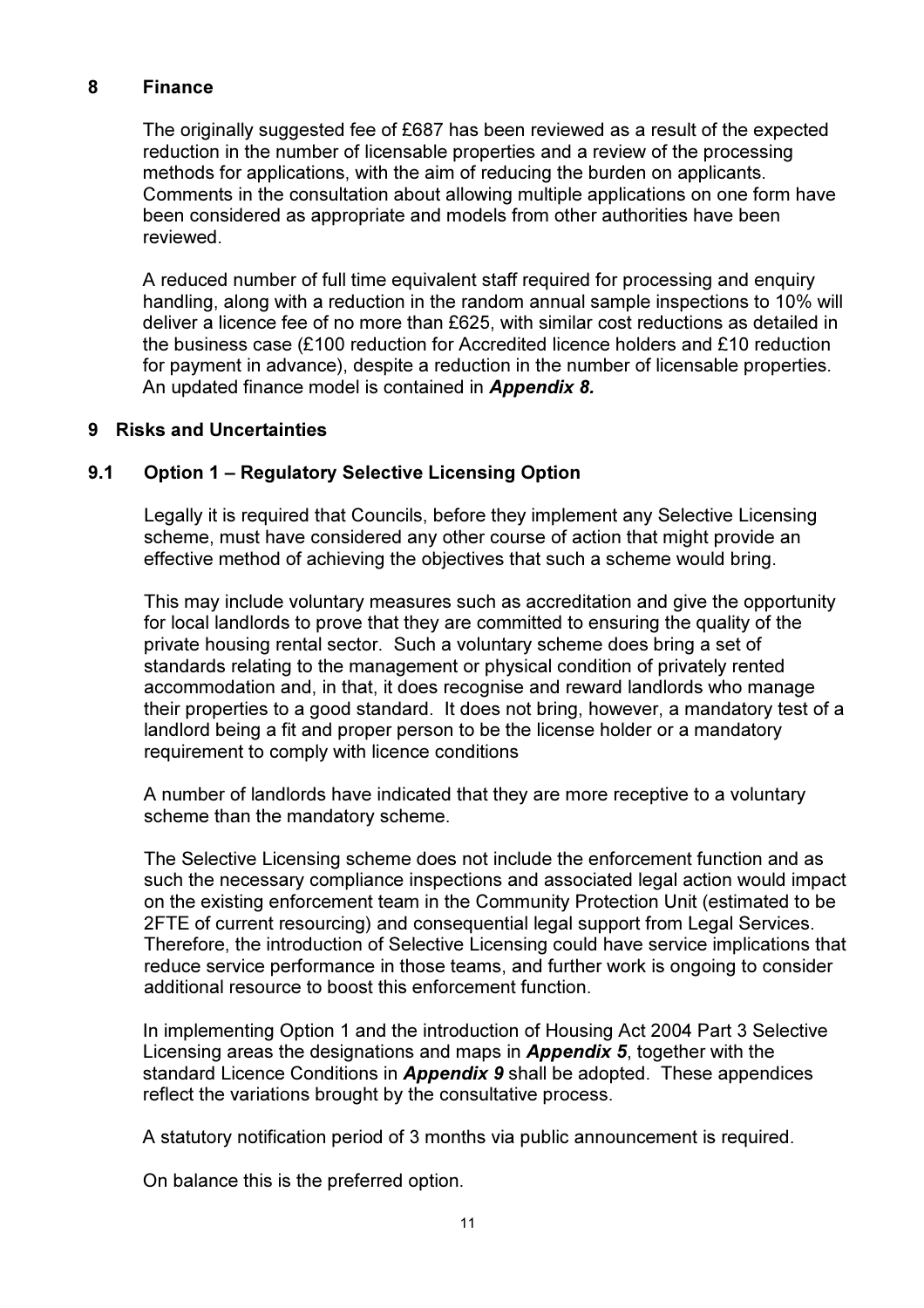## 8 Finance

The originally suggested fee of £687 has been reviewed as a result of the expected reduction in the number of licensable properties and a review of the processing methods for applications, with the aim of reducing the burden on applicants. Comments in the consultation about allowing multiple applications on one form have been considered as appropriate and models from other authorities have been reviewed.

A reduced number of full time equivalent staff required for processing and enquiry handling, along with a reduction in the random annual sample inspections to 10% will deliver a licence fee of no more than £625, with similar cost reductions as detailed in the business case (£100 reduction for Accredited licence holders and £10 reduction for payment in advance), despite a reduction in the number of licensable properties. An updated finance model is contained in ***Appendix 8.***

## 9 Risks and Uncertainties

### 9.1 Option 1 – Regulatory Selective Licensing Option

Legally it is required that Councils, before they implement any Selective Licensing scheme, must have considered any other course of action that might provide an effective method of achieving the objectives that such a scheme would bring.

This may include voluntary measures such as accreditation and give the opportunity for local landlords to prove that they are committed to ensuring the quality of the private housing rental sector. Such a voluntary scheme does bring a set of standards relating to the management or physical condition of privately rented accommodation and, in that, it does recognise and reward landlords who manage their properties to a good standard. It does not bring, however, a mandatory test of a landlord being a fit and proper person to be the license holder or a mandatory requirement to comply with licence conditions

A number of landlords have indicated that they are more receptive to a voluntary scheme than the mandatory scheme.

The Selective Licensing scheme does not include the enforcement function and as such the necessary compliance inspections and associated legal action would impact on the existing enforcement team in the Community Protection Unit (estimated to be 2FTE of current resourcing) and consequential legal support from Legal Services. Therefore, the introduction of Selective Licensing could have service implications that reduce service performance in those teams, and further work is ongoing to consider additional resource to boost this enforcement function.

In implementing Option 1 and the introduction of Housing Act 2004 Part 3 Selective Licensing areas the designations and maps in ***Appendix 5***, together with the standard Licence Conditions in ***Appendix 9*** shall be adopted. These appendices reflect the variations brought by the consultative process.

A statutory notification period of 3 months via public announcement is required.

On balance this is the preferred option.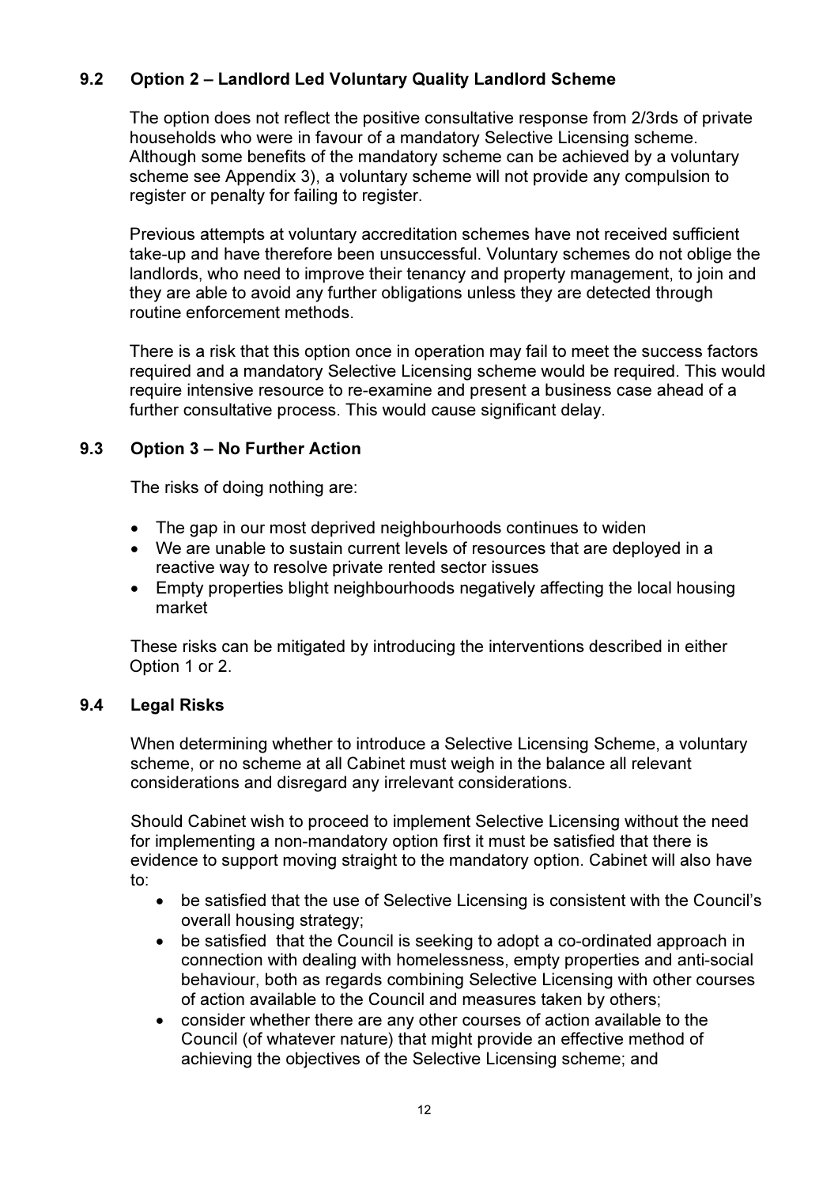### 9.2 Option 2 – Landlord Led Voluntary Quality Landlord Scheme

The option does not reflect the positive consultative response from 2/3rds of private households who were in favour of a mandatory Selective Licensing scheme. Although some benefits of the mandatory scheme can be achieved by a voluntary scheme see Appendix 3), a voluntary scheme will not provide any compulsion to register or penalty for failing to register.

Previous attempts at voluntary accreditation schemes have not received sufficient take-up and have therefore been unsuccessful. Voluntary schemes do not oblige the landlords, who need to improve their tenancy and property management, to join and they are able to avoid any further obligations unless they are detected through routine enforcement methods.

There is a risk that this option once in operation may fail to meet the success factors required and a mandatory Selective Licensing scheme would be required. This would require intensive resource to re-examine and present a business case ahead of a further consultative process. This would cause significant delay.

### 9.3 Option 3 – No Further Action

The risks of doing nothing are:

- The gap in our most deprived neighbourhoods continues to widen
- We are unable to sustain current levels of resources that are deployed in a reactive way to resolve private rented sector issues
- Empty properties blight neighbourhoods negatively affecting the local housing market

These risks can be mitigated by introducing the interventions described in either Option 1 or 2.

### 9.4 Legal Risks

When determining whether to introduce a Selective Licensing Scheme, a voluntary scheme, or no scheme at all Cabinet must weigh in the balance all relevant considerations and disregard any irrelevant considerations.

Should Cabinet wish to proceed to implement Selective Licensing without the need for implementing a non-mandatory option first it must be satisfied that there is evidence to support moving straight to the mandatory option. Cabinet will also have to:

- be satisfied that the use of Selective Licensing is consistent with the Council's overall housing strategy;
- be satisfied that the Council is seeking to adopt a co-ordinated approach in connection with dealing with homelessness, empty properties and anti-social behaviour, both as regards combining Selective Licensing with other courses of action available to the Council and measures taken by others;
- consider whether there are any other courses of action available to the Council (of whatever nature) that might provide an effective method of achieving the objectives of the Selective Licensing scheme; and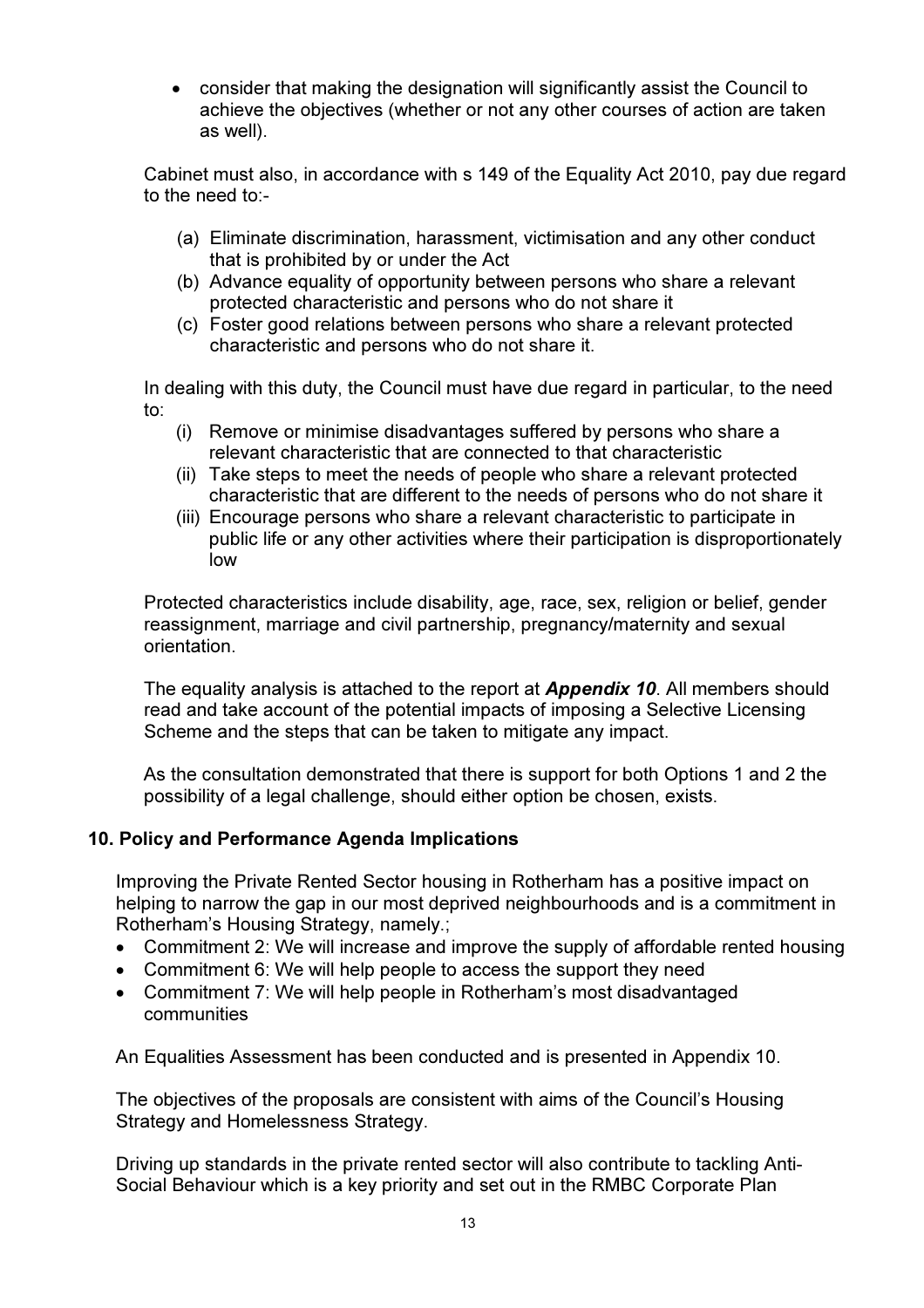- consider that making the designation will significantly assist the Council to achieve the objectives (whether or not any other courses of action are taken as well).

Cabinet must also, in accordance with s 149 of the Equality Act 2010, pay due regard to the need to:-

(a) Eliminate discrimination, harassment, victimisation and any other conduct that is prohibited by or under the Act
(b) Advance equality of opportunity between persons who share a relevant protected characteristic and persons who do not share it
(c) Foster good relations between persons who share a relevant protected characteristic and persons who do not share it.

In dealing with this duty, the Council must have due regard in particular, to the need to:

(i) Remove or minimise disadvantages suffered by persons who share a relevant characteristic that are connected to that characteristic
(ii) Take steps to meet the needs of people who share a relevant protected characteristic that are different to the needs of persons who do not share it
(iii) Encourage persons who share a relevant characteristic to participate in public life or any other activities where their participation is disproportionately low

Protected characteristics include disability, age, race, sex, religion or belief, gender reassignment, marriage and civil partnership, pregnancy/maternity and sexual orientation.

The equality analysis is attached to the report at ***Appendix 10***. All members should read and take account of the potential impacts of imposing a Selective Licensing Scheme and the steps that can be taken to mitigate any impact.

As the consultation demonstrated that there is support for both Options 1 and 2 the possibility of a legal challenge, should either option be chosen, exists.

## 10. Policy and Performance Agenda Implications

Improving the Private Rented Sector housing in Rotherham has a positive impact on helping to narrow the gap in our most deprived neighbourhoods and is a commitment in Rotherham's Housing Strategy, namely.;

- Commitment 2: We will increase and improve the supply of affordable rented housing
- Commitment 6: We will help people to access the support they need
- Commitment 7: We will help people in Rotherham's most disadvantaged communities

An Equalities Assessment has been conducted and is presented in Appendix 10.

The objectives of the proposals are consistent with aims of the Council's Housing Strategy and Homelessness Strategy.

Driving up standards in the private rented sector will also contribute to tackling Anti-Social Behaviour which is a key priority and set out in the RMBC Corporate Plan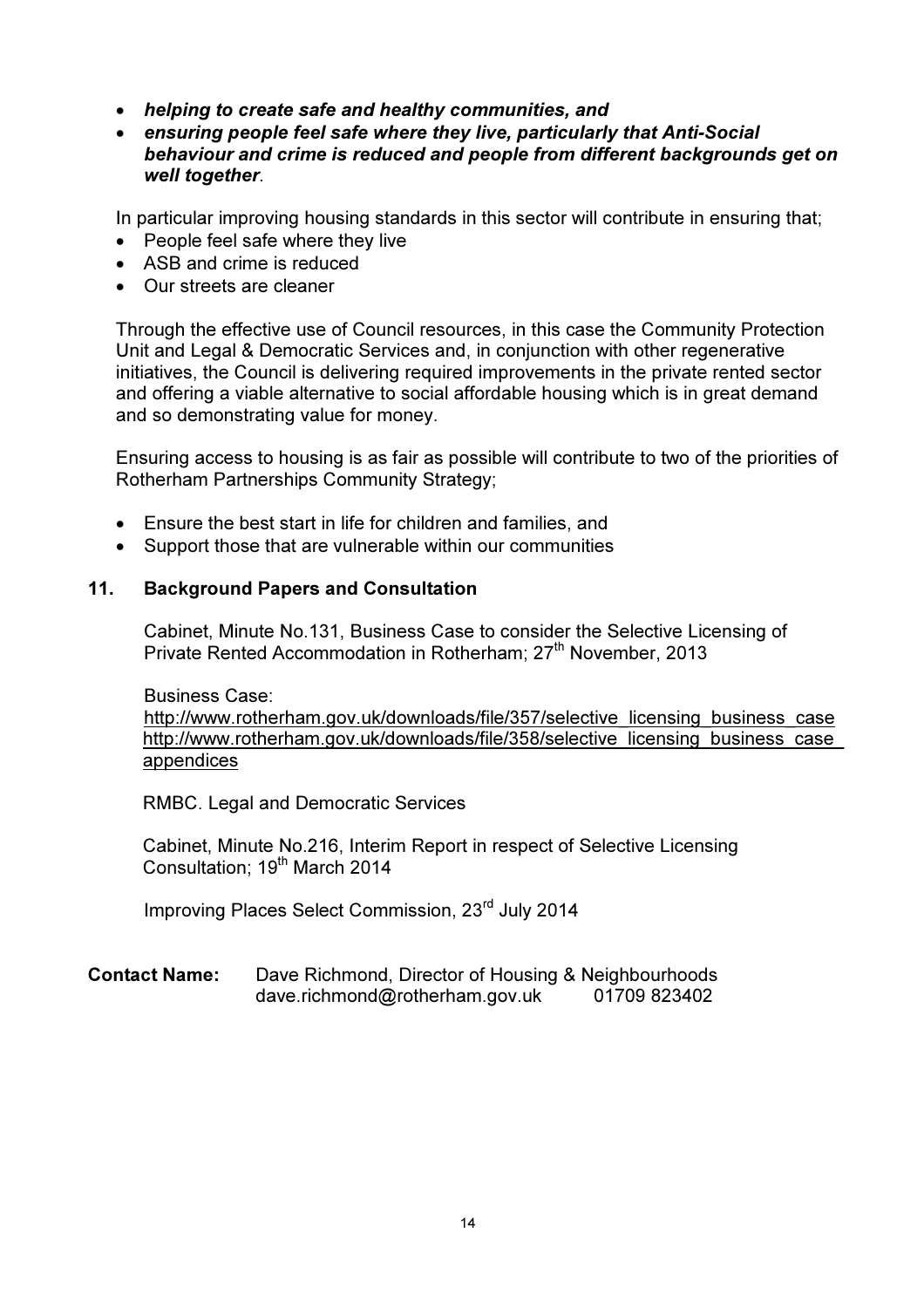- ***helping to create safe and healthy communities, and***
- ***ensuring people feel safe where they live, particularly that Anti-Social behaviour and crime is reduced and people from different backgrounds get on well together***.

In particular improving housing standards in this sector will contribute in ensuring that;

- People feel safe where they live
- ASB and crime is reduced
- Our streets are cleaner

Through the effective use of Council resources, in this case the Community Protection Unit and Legal & Democratic Services and, in conjunction with other regenerative initiatives, the Council is delivering required improvements in the private rented sector and offering a viable alternative to social affordable housing which is in great demand and so demonstrating value for money.

Ensuring access to housing is as fair as possible will contribute to two of the priorities of Rotherham Partnerships Community Strategy;

- Ensure the best start in life for children and families, and
- Support those that are vulnerable within our communities

## 11. Background Papers and Consultation

Cabinet, Minute No.131, Business Case to consider the Selective Licensing of Private Rented Accommodation in Rotherham; 27th November, 2013

Business Case:
http://www.rotherham.gov.uk/downloads/file/357/selective_licensing_business_case
http://www.rotherham.gov.uk/downloads/file/358/selective_licensing_business_case_appendices

RMBC. Legal and Democratic Services

Cabinet, Minute No.216, Interim Report in respect of Selective Licensing Consultation; 19th March 2014

Improving Places Select Commission, 23rd July 2014

**Contact Name:** Dave Richmond, Director of Housing & Neighbourhoods
dave.richmond@rotherham.gov.uk 01709 823402